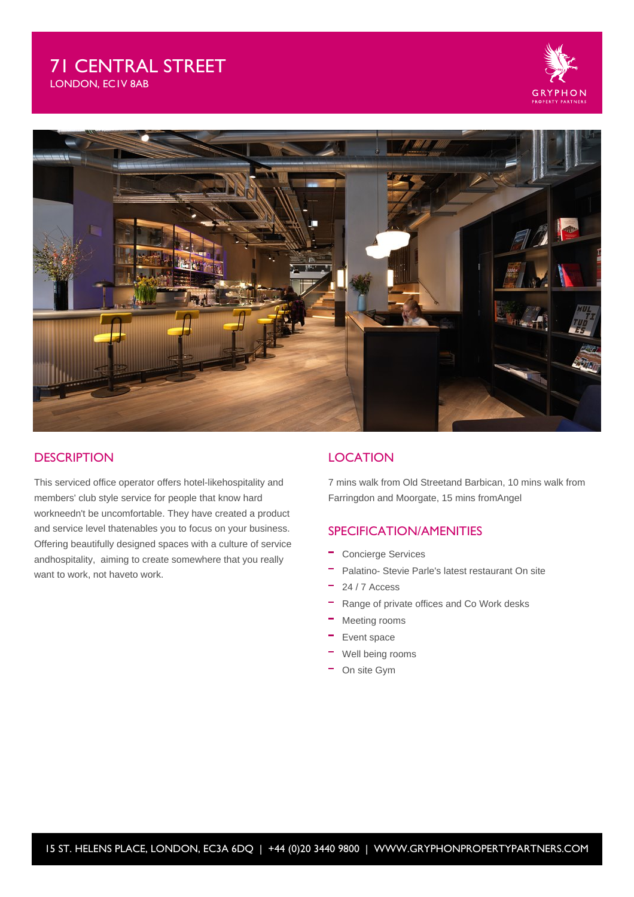# 71 CENTRAL STREET

LONDON, EC1V 8AB

GRYPHON
PROPERTY PARTNERS

## DESCRIPTION

This serviced office operator offers hotel-likehospitality and members' club style service for people that know hard workneedn't be uncomfortable. They have created a product and service level thatenables you to focus on your business. Offering beautifully designed spaces with a culture of service andhospitality, aiming to create somewhere that you really want to work, not haveto work.

## LOCATION

7 mins walk from Old Streetand Barbican, 10 mins walk from Farringdon and Moorgate, 15 mins fromAngel

## SPECIFICATION/AMENITIES

- Concierge Services
- Palatino- Stevie Parle's latest restaurant On site
- 24 / 7 Access
- Range of private offices and Co Work desks
- Meeting rooms
- Event space
- Well being rooms
- On site Gym

15 ST. HELENS PLACE, LONDON, EC3A 6DQ | +44 (0)20 3440 9800 | WWW.GRYPHONPROPERTYPARTNERS.COM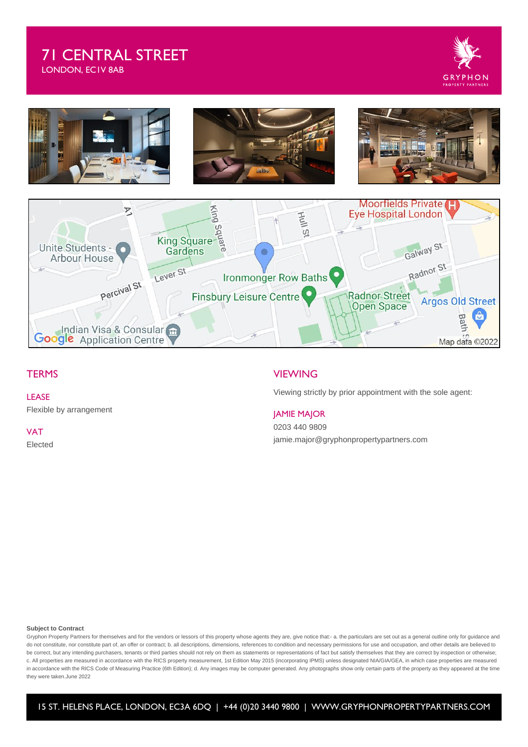# 71 CENTRAL STREET

LONDON, EC1V 8AB

## TERMS

### LEASE

Flexible by arrangement

### VAT

Elected

## VIEWING

Viewing strictly by prior appointment with the sole agent:

### JAMIE MAJOR

0203 440 9809

jamie.major@gryphonpropertypartners.com

**Subject to Contract**

Gryphon Property Partners for themselves and for the vendors or lessors of this property whose agents they are, give notice that:- a. the particulars are set out as a general outline only for guidance and do not constitute, nor constitute part of, an offer or contract; b. all descriptions, dimensions, references to condition and necessary permissions for use and occupation, and other details are believed to be correct, but any intending purchasers, tenants or third parties should not rely on them as statements or representations of fact but satisfy themselves that they are correct by inspection or otherwise; c. All properties are measured in accordance with the RICS property measurement, 1st Edition May 2015 (incorporating IPMS) unless designated NIA/GIA/GEA, in which case properties are measured in accordance with the RICS Code of Measuring Practice (6th Edition); d. Any images may be computer generated. Any photographs show only certain parts of the property as they appeared at the time they were taken.June 2022

15 ST. HELENS PLACE, LONDON, EC3A 6DQ | +44 (0)20 3440 9800 | WWW.GRYPHONPROPERTYPARTNERS.COM